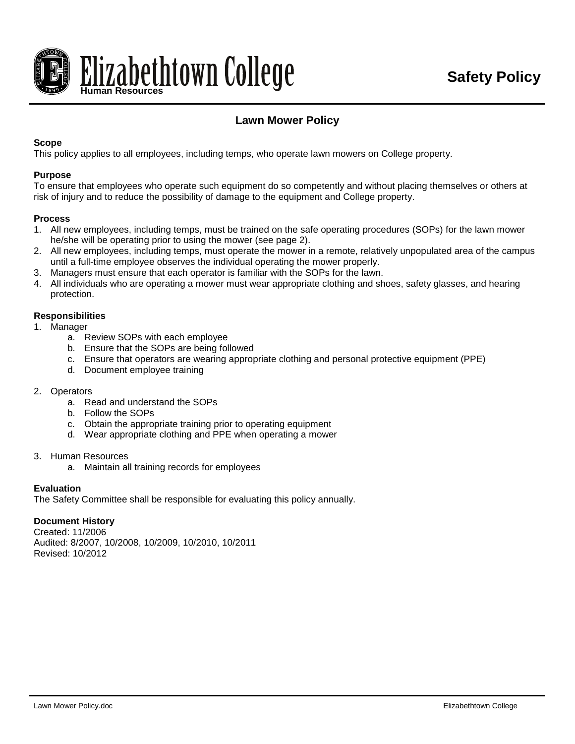Elizabethtown College
Human Resources

**Safety Policy**

## Lawn Mower Policy

**Scope**
This policy applies to all employees, including temps, who operate lawn mowers on College property.

**Purpose**
To ensure that employees who operate such equipment do so competently and without placing themselves or others at risk of injury and to reduce the possibility of damage to the equipment and College property.

**Process**
1. All new employees, including temps, must be trained on the safe operating procedures (SOPs) for the lawn mower he/she will be operating prior to using the mower (see page 2).
2. All new employees, including temps, must operate the mower in a remote, relatively unpopulated area of the campus until a full-time employee observes the individual operating the mower properly.
3. Managers must ensure that each operator is familiar with the SOPs for the lawn.
4. All individuals who are operating a mower must wear appropriate clothing and shoes, safety glasses, and hearing protection.

**Responsibilities**
1. Manager
   a. Review SOPs with each employee
   b. Ensure that the SOPs are being followed
   c. Ensure that operators are wearing appropriate clothing and personal protective equipment (PPE)
   d. Document employee training

2. Operators
   a. Read and understand the SOPs
   b. Follow the SOPs
   c. Obtain the appropriate training prior to operating equipment
   d. Wear appropriate clothing and PPE when operating a mower

3. Human Resources
   a. Maintain all training records for employees

**Evaluation**
The Safety Committee shall be responsible for evaluating this policy annually.

**Document History**
Created: 11/2006
Audited: 8/2007, 10/2008, 10/2009, 10/2010, 10/2011
Revised: 10/2012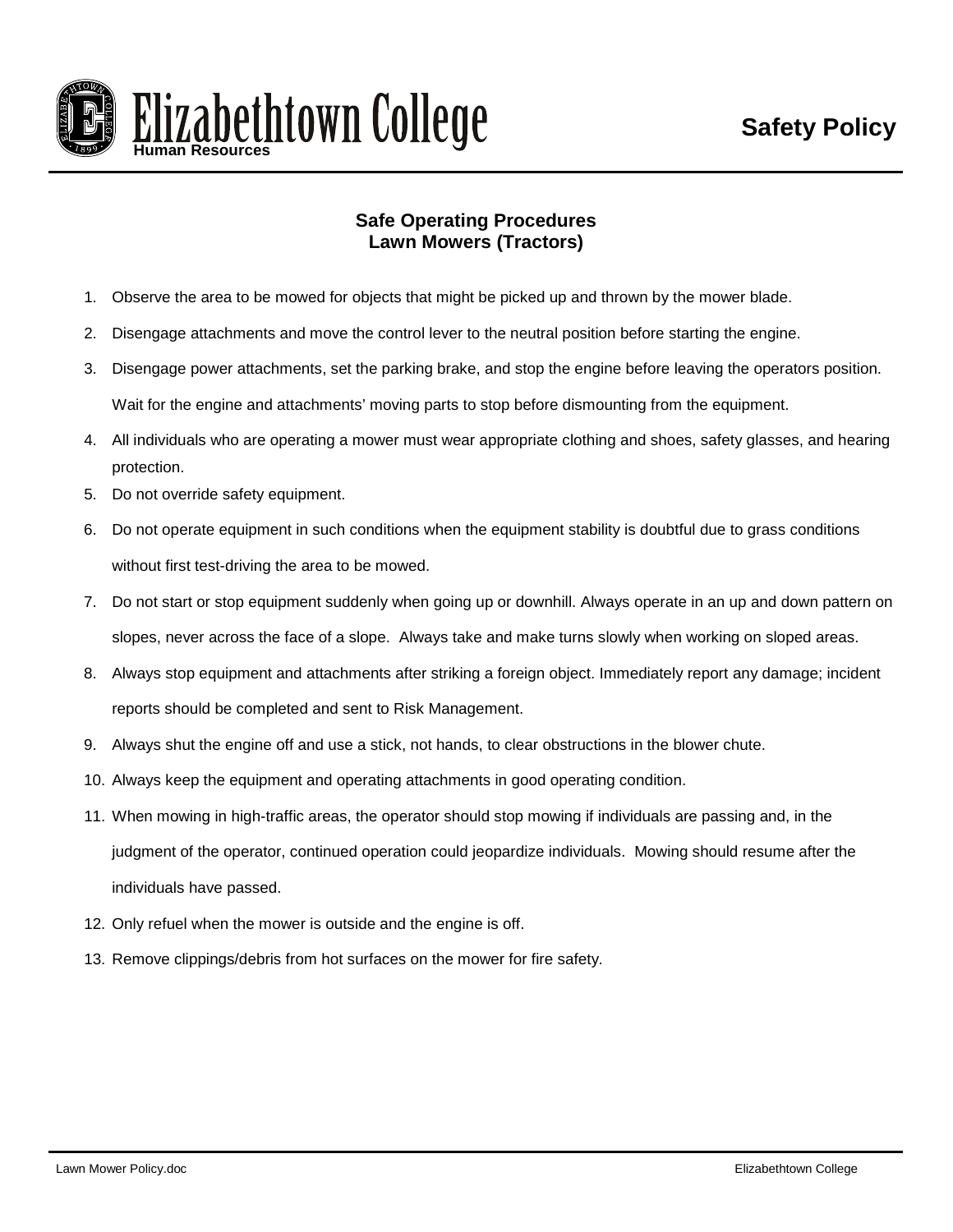Elizabethtown College
Human Resources

**Safety Policy**

## Safe Operating Procedures
## Lawn Mowers (Tractors)

1. Observe the area to be mowed for objects that might be picked up and thrown by the mower blade.
2. Disengage attachments and move the control lever to the neutral position before starting the engine.
3. Disengage power attachments, set the parking brake, and stop the engine before leaving the operators position. Wait for the engine and attachments' moving parts to stop before dismounting from the equipment.
4. All individuals who are operating a mower must wear appropriate clothing and shoes, safety glasses, and hearing protection.
5. Do not override safety equipment.
6. Do not operate equipment in such conditions when the equipment stability is doubtful due to grass conditions without first test-driving the area to be mowed.
7. Do not start or stop equipment suddenly when going up or downhill. Always operate in an up and down pattern on slopes, never across the face of a slope. Always take and make turns slowly when working on sloped areas.
8. Always stop equipment and attachments after striking a foreign object. Immediately report any damage; incident reports should be completed and sent to Risk Management.
9. Always shut the engine off and use a stick, not hands, to clear obstructions in the blower chute.
10. Always keep the equipment and operating attachments in good operating condition.
11. When mowing in high-traffic areas, the operator should stop mowing if individuals are passing and, in the judgment of the operator, continued operation could jeopardize individuals. Mowing should resume after the individuals have passed.
12. Only refuel when the mower is outside and the engine is off.
13. Remove clippings/debris from hot surfaces on the mower for fire safety.